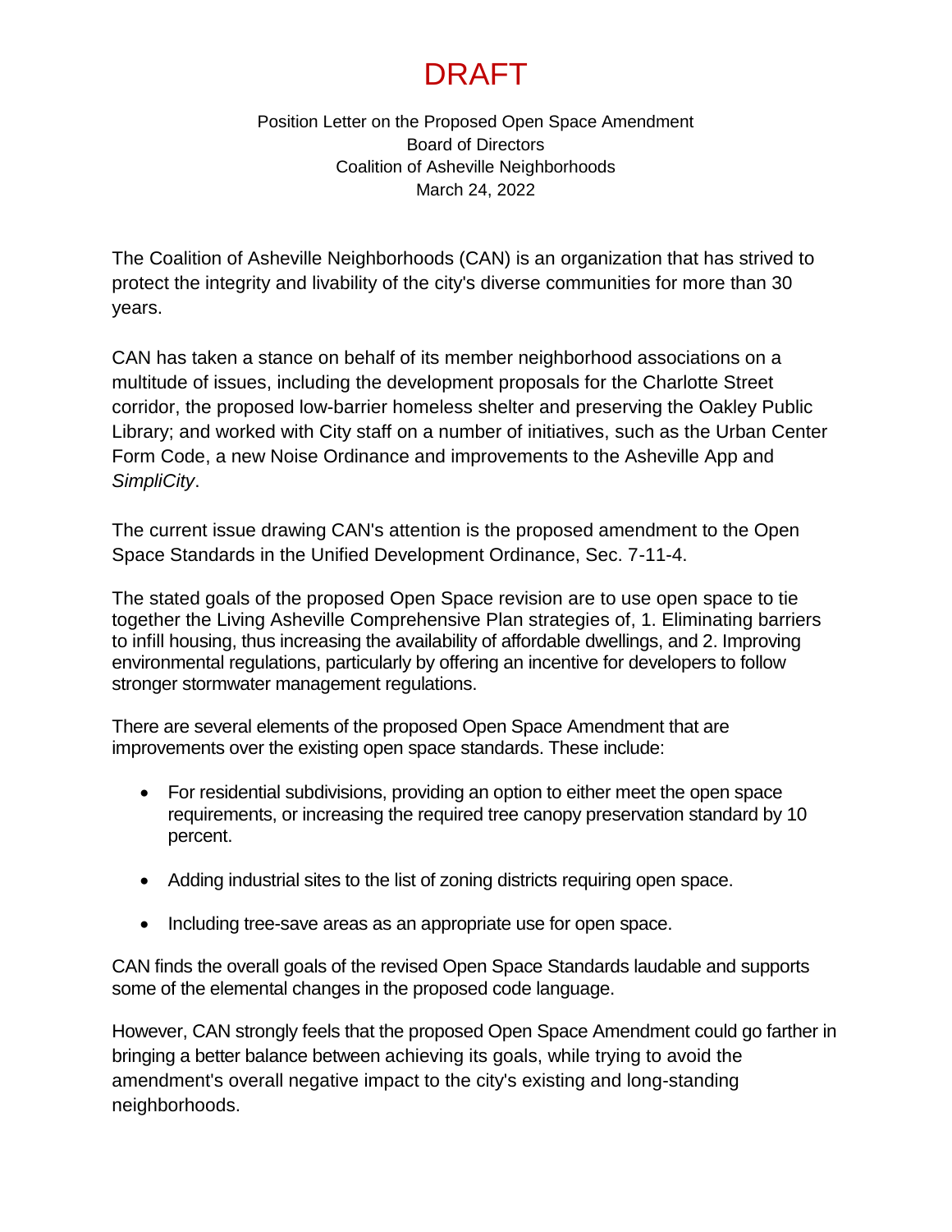# DRAFT

Position Letter on the Proposed Open Space Amendment
Board of Directors
Coalition of Asheville Neighborhoods
March 24, 2022

The Coalition of Asheville Neighborhoods (CAN) is an organization that has strived to protect the integrity and livability of the city's diverse communities for more than 30 years.

CAN has taken a stance on behalf of its member neighborhood associations on a multitude of issues, including the development proposals for the Charlotte Street corridor, the proposed low-barrier homeless shelter and preserving the Oakley Public Library; and worked with City staff on a number of initiatives, such as the Urban Center Form Code, a new Noise Ordinance and improvements to the Asheville App and *SimpliCity*.

The current issue drawing CAN's attention is the proposed amendment to the Open Space Standards in the Unified Development Ordinance, Sec. 7-11-4.

The stated goals of the proposed Open Space revision are to use open space to tie together the Living Asheville Comprehensive Plan strategies of, 1. Eliminating barriers to infill housing, thus increasing the availability of affordable dwellings, and 2. Improving environmental regulations, particularly by offering an incentive for developers to follow stronger stormwater management regulations.

There are several elements of the proposed Open Space Amendment that are improvements over the existing open space standards. These include:

- For residential subdivisions, providing an option to either meet the open space requirements, or increasing the required tree canopy preservation standard by 10 percent.
- Adding industrial sites to the list of zoning districts requiring open space.
- Including tree-save areas as an appropriate use for open space.

CAN finds the overall goals of the revised Open Space Standards laudable and supports some of the elemental changes in the proposed code language.

However, CAN strongly feels that the proposed Open Space Amendment could go farther in bringing a better balance between achieving its goals, while trying to avoid the amendment's overall negative impact to the city's existing and long-standing neighborhoods.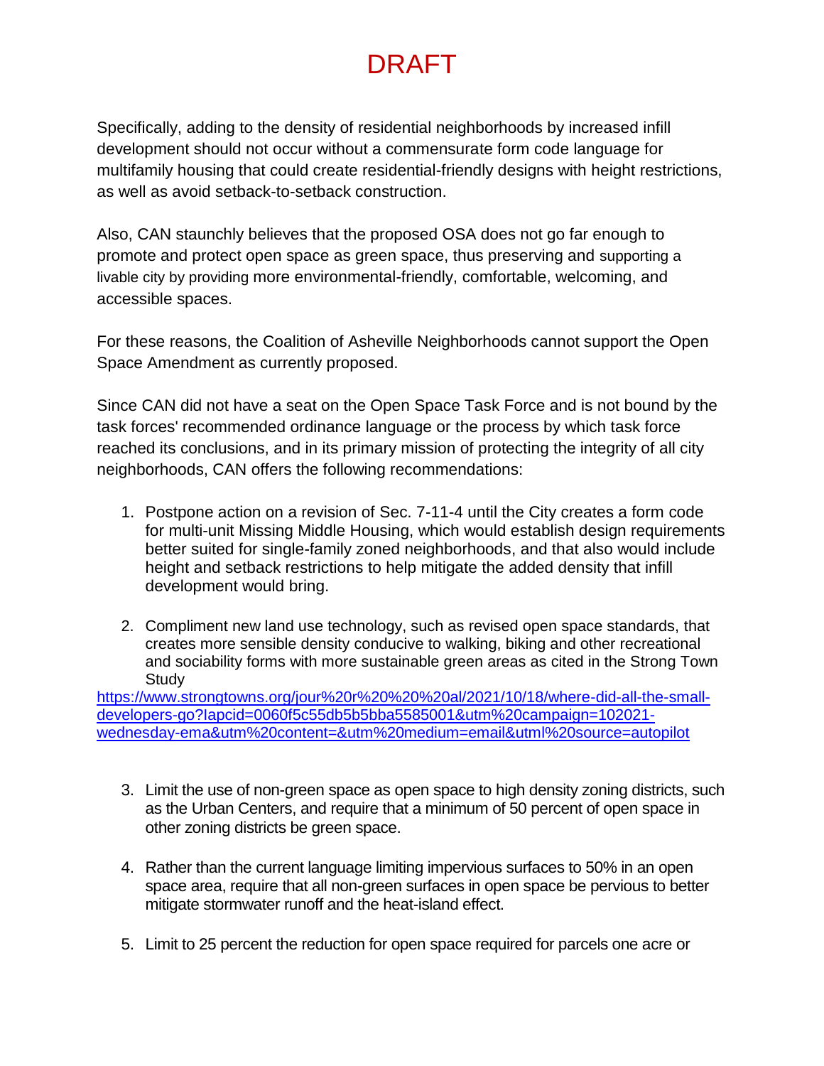# DRAFT

Specifically, adding to the density of residential neighborhoods by increased infill development should not occur without a commensurate form code language for multifamily housing that could create residential-friendly designs with height restrictions, as well as avoid setback-to-setback construction.

Also, CAN staunchly believes that the proposed OSA does not go far enough to promote and protect open space as green space, thus preserving and supporting a livable city by providing more environmental-friendly, comfortable, welcoming, and accessible spaces.

For these reasons, the Coalition of Asheville Neighborhoods cannot support the Open Space Amendment as currently proposed.

Since CAN did not have a seat on the Open Space Task Force and is not bound by the task forces' recommended ordinance language or the process by which task force reached its conclusions, and in its primary mission of protecting the integrity of all city neighborhoods, CAN offers the following recommendations:

1. Postpone action on a revision of Sec. 7-11-4 until the City creates a form code for multi-unit Missing Middle Housing, which would establish design requirements better suited for single-family zoned neighborhoods, and that also would include height and setback restrictions to help mitigate the added density that infill development would bring.

2. Compliment new land use technology, such as revised open space standards, that creates more sensible density conducive to walking, biking and other recreational and sociability forms with more sustainable green areas as cited in the Strong Town Study

https://www.strongtowns.org/jour%20r%20%20%20al/2021/10/18/where-did-all-the-small-developers-go?Iapcid=0060f5c55db5b5bba5585001&utm%20campaign=102021-wednesday-ema&utm%20content=&utm%20medium=email&utml%20source=autopilot

3. Limit the use of non-green space as open space to high density zoning districts, such as the Urban Centers, and require that a minimum of 50 percent of open space in other zoning districts be green space.

4. Rather than the current language limiting impervious surfaces to 50% in an open space area, require that all non-green surfaces in open space be pervious to better mitigate stormwater runoff and the heat-island effect.

5. Limit to 25 percent the reduction for open space required for parcels one acre or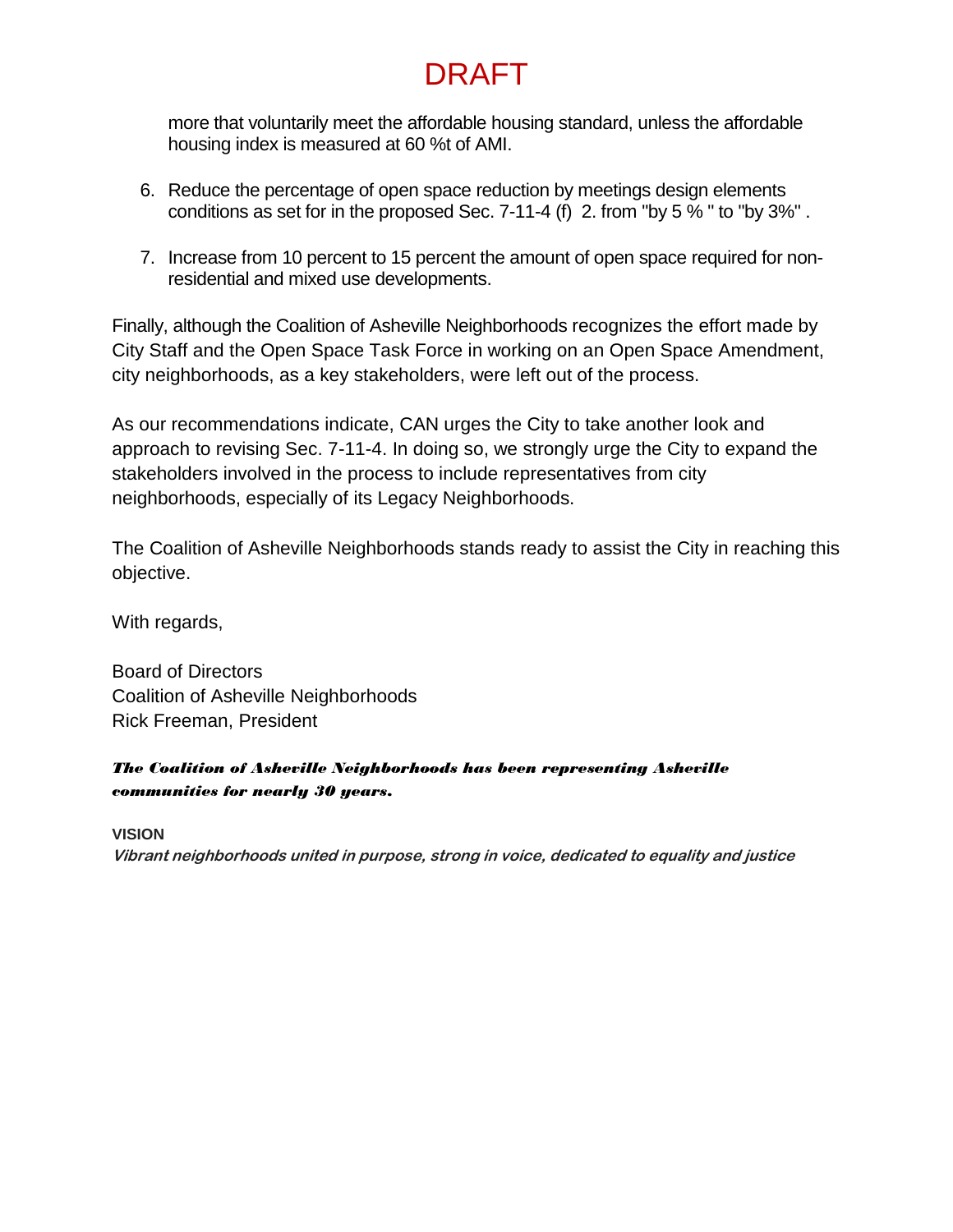# DRAFT

more that voluntarily meet the affordable housing standard, unless the affordable housing index is measured at 60 %t of AMI.

6. Reduce the percentage of open space reduction by meetings design elements conditions as set for in the proposed Sec. 7-11-4 (f) 2. from "by 5 % " to "by 3%" .
7. Increase from 10 percent to 15 percent the amount of open space required for non-residential and mixed use developments.

Finally, although the Coalition of Asheville Neighborhoods recognizes the effort made by City Staff and the Open Space Task Force in working on an Open Space Amendment, city neighborhoods, as a key stakeholders, were left out of the process.

As our recommendations indicate, CAN urges the City to take another look and approach to revising Sec. 7-11-4. In doing so, we strongly urge the City to expand the stakeholders involved in the process to include representatives from city neighborhoods, especially of its Legacy Neighborhoods.

The Coalition of Asheville Neighborhoods stands ready to assist the City in reaching this objective.

With regards,

Board of Directors
Coalition of Asheville Neighborhoods
Rick Freeman, President

***The Coalition of Asheville Neighborhoods has been representing Asheville communities for nearly 30 years.***

**VISION**
***Vibrant neighborhoods united in purpose, strong in voice, dedicated to equality and justice***